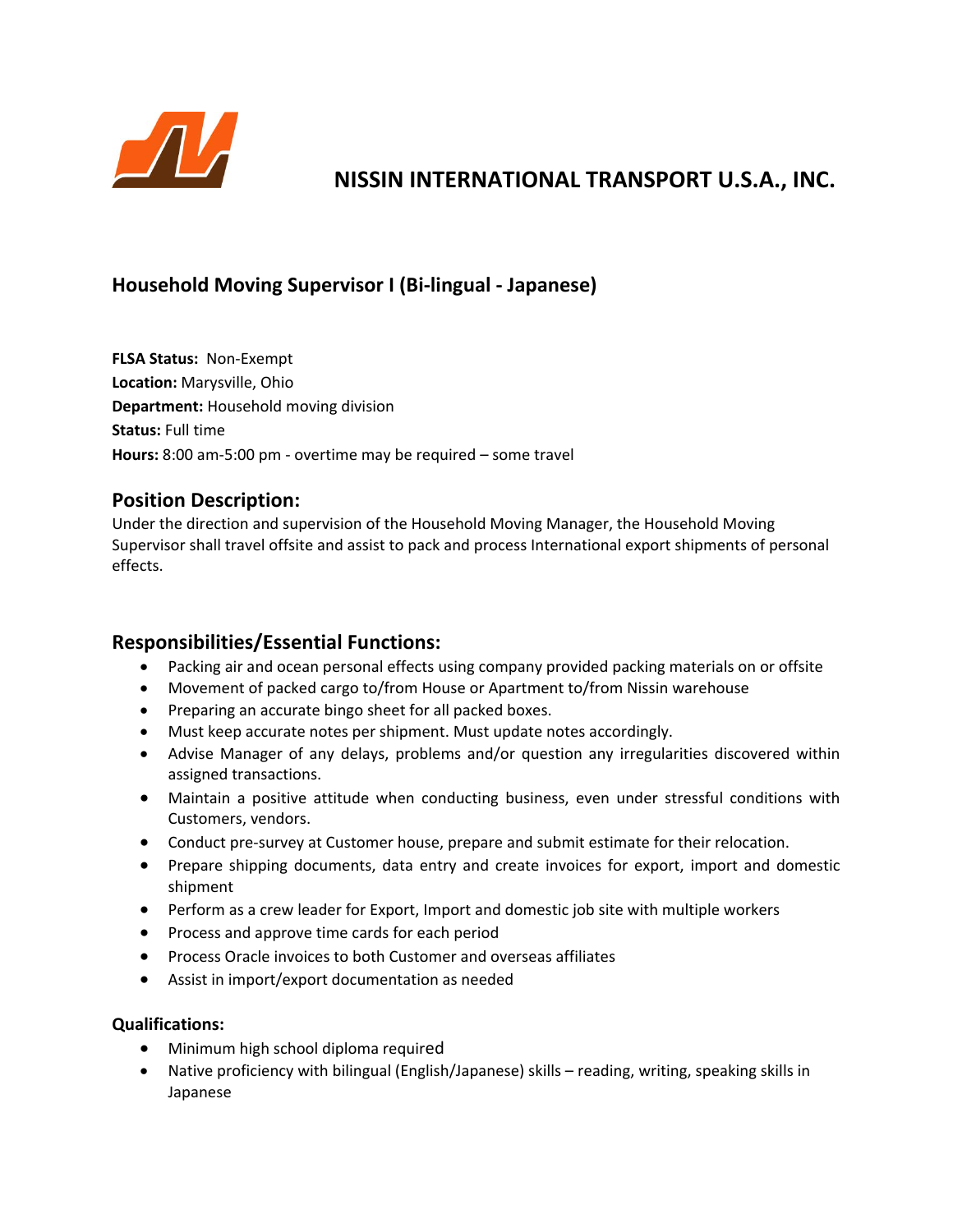# NISSIN INTERNATIONAL TRANSPORT U.S.A., INC.

## Household Moving Supervisor I (Bi-lingual - Japanese)

**FLSA Status:** Non-Exempt
**Location:** Marysville, Ohio
**Department:** Household moving division
**Status:** Full time
**Hours:** 8:00 am-5:00 pm - overtime may be required – some travel

## Position Description:

Under the direction and supervision of the Household Moving Manager, the Household Moving Supervisor shall travel offsite and assist to pack and process International export shipments of personal effects.

## Responsibilities/Essential Functions:

- Packing air and ocean personal effects using company provided packing materials on or offsite
- Movement of packed cargo to/from House or Apartment to/from Nissin warehouse
- Preparing an accurate bingo sheet for all packed boxes.
- Must keep accurate notes per shipment. Must update notes accordingly.
- Advise Manager of any delays, problems and/or question any irregularities discovered within assigned transactions.
- Maintain a positive attitude when conducting business, even under stressful conditions with Customers, vendors.
- Conduct pre-survey at Customer house, prepare and submit estimate for their relocation.
- Prepare shipping documents, data entry and create invoices for export, import and domestic shipment
- Perform as a crew leader for Export, Import and domestic job site with multiple workers
- Process and approve time cards for each period
- Process Oracle invoices to both Customer and overseas affiliates
- Assist in import/export documentation as needed

### Qualifications:

- Minimum high school diploma required
- Native proficiency with bilingual (English/Japanese) skills – reading, writing, speaking skills in Japanese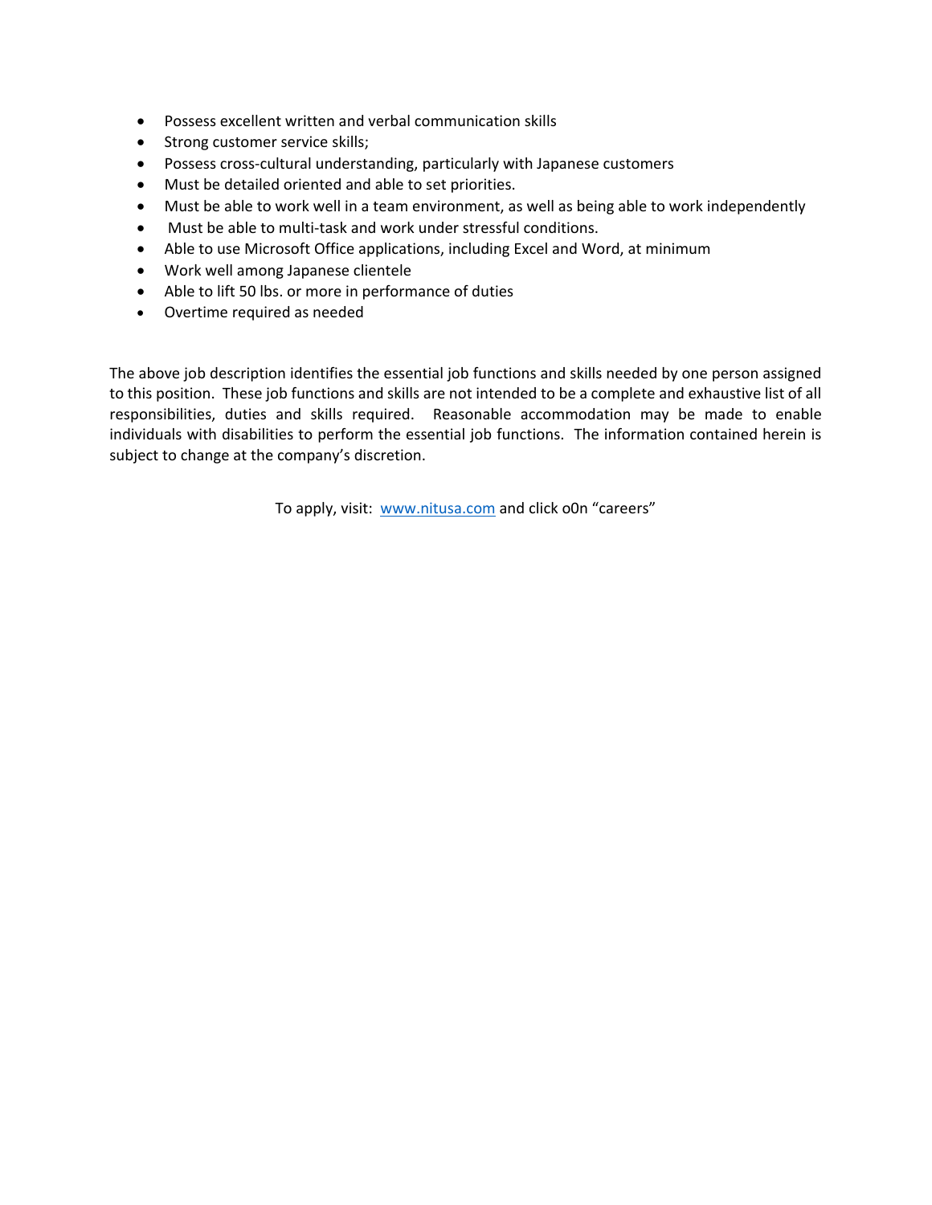- Possess excellent written and verbal communication skills
- Strong customer service skills;
- Possess cross-cultural understanding, particularly with Japanese customers
- Must be detailed oriented and able to set priorities.
- Must be able to work well in a team environment, as well as being able to work independently
- Must be able to multi-task and work under stressful conditions.
- Able to use Microsoft Office applications, including Excel and Word, at minimum
- Work well among Japanese clientele
- Able to lift 50 lbs. or more in performance of duties
- Overtime required as needed

The above job description identifies the essential job functions and skills needed by one person assigned to this position. These job functions and skills are not intended to be a complete and exhaustive list of all responsibilities, duties and skills required. Reasonable accommodation may be made to enable individuals with disabilities to perform the essential job functions. The information contained herein is subject to change at the company's discretion.

To apply, visit: [www.nitusa.com](http://www.nitusa.com) and click o0n "careers"